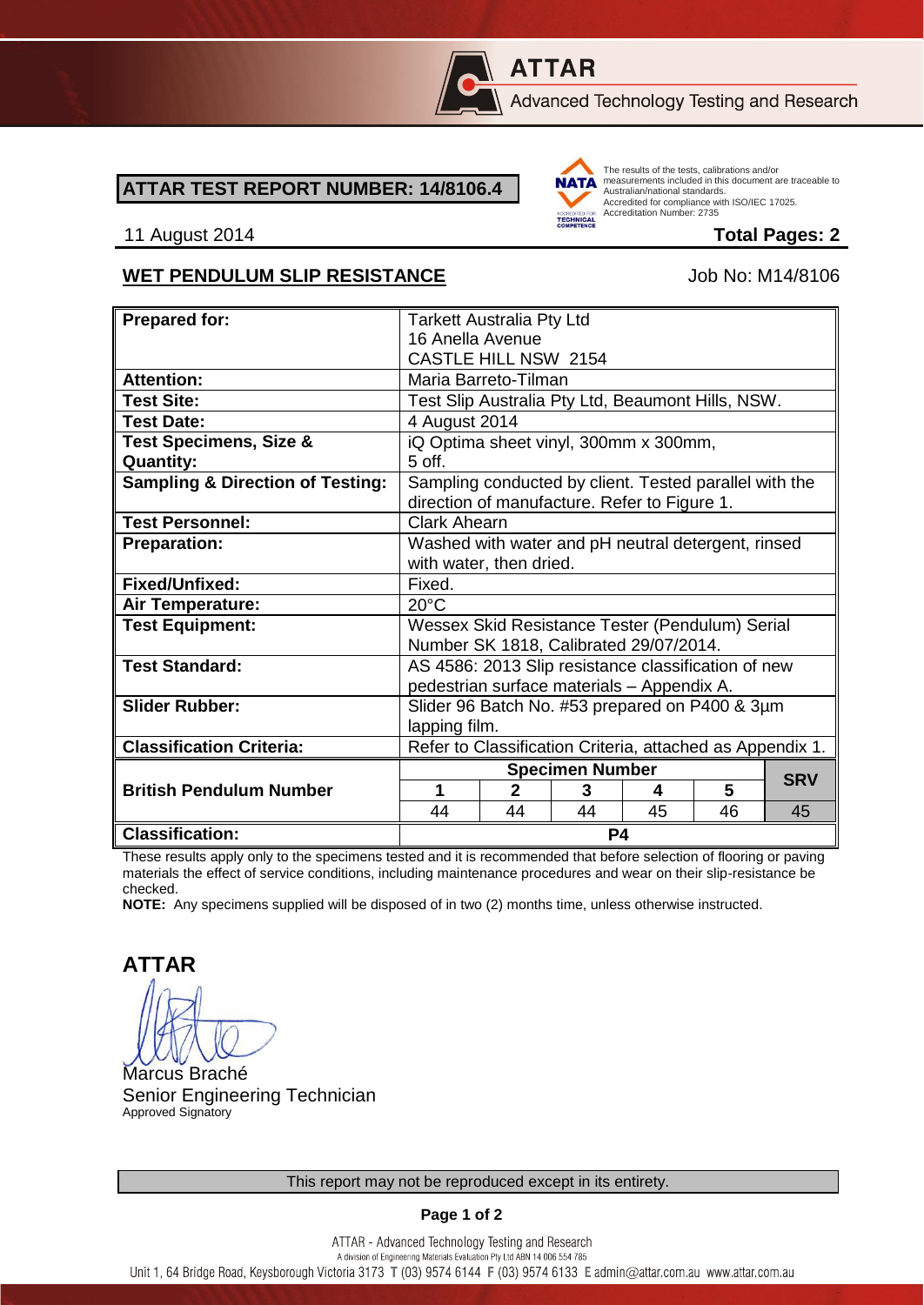**ATTAR**

Advanced Technology Testing and Research

## ATTAR TEST REPORT NUMBER: 14/8106.4

The results of the tests, calibrations and/or measurements included in this document are traceable to Australian/national standards. Accredited for compliance with ISO/IEC 17025. Accreditation Number: 2735

11 August 2014 **Total Pages: 2**

### WET PENDULUM SLIP RESISTANCE

Job No: M14/8106

| **Prepared for:** | Tarkett Australia Pty Ltd<br>16 Anella Avenue<br>CASTLE HILL NSW 2154 | | | | | |
|---|---|---|---|---|---|---|
| **Attention:** | Maria Barreto-Tilman | | | | | |
| **Test Site:** | Test Slip Australia Pty Ltd, Beaumont Hills, NSW. | | | | | |
| **Test Date:** | 4 August 2014 | | | | | |
| **Test Specimens, Size & Quantity:** | iQ Optima sheet vinyl, 300mm x 300mm, 5 off. | | | | | |
| **Sampling & Direction of Testing:** | Sampling conducted by client. Tested parallel with the direction of manufacture. Refer to Figure 1. | | | | | |
| **Test Personnel:** | Clark Ahearn | | | | | |
| **Preparation:** | Washed with water and pH neutral detergent, rinsed with water, then dried. | | | | | |
| **Fixed/Unfixed:** | Fixed. | | | | | |
| **Air Temperature:** | 20°C | | | | | |
| **Test Equipment:** | Wessex Skid Resistance Tester (Pendulum) Serial Number SK 1818, Calibrated 29/07/2014. | | | | | |
| **Test Standard:** | AS 4586: 2013 Slip resistance classification of new pedestrian surface materials – Appendix A. | | | | | |
| **Slider Rubber:** | Slider 96 Batch No. #53 prepared on P400 & 3µm lapping film. | | | | | |
| **Classification Criteria:** | Refer to Classification Criteria, attached as Appendix 1. | | | | | |
| **British Pendulum Number** | **Specimen Number** | | | | | **SRV** |
| | **1** | **2** | **3** | **4** | **5** | |
| | 44 | 44 | 44 | 45 | 46 | 45 |
| **Classification:** | **P4** | | | | | |

These results apply only to the specimens tested and it is recommended that before selection of flooring or paving materials the effect of service conditions, including maintenance procedures and wear on their slip-resistance be checked.

**NOTE:** Any specimens supplied will be disposed of in two (2) months time, unless otherwise instructed.

**ATTAR**

Marcus Braché
Senior Engineering Technician
Approved Signatory

This report may not be reproduced except in its entirety.

ATTAR - Advanced Technology Testing and Research
A division of Engineering Materials Evaluation Pty Ltd ABN 14 006 554 785
Unit 1, 64 Bridge Road, Keysborough Victoria 3173 T (03) 9574 6144 F (03) 9574 6133 E admin@attar.com.au www.attar.com.au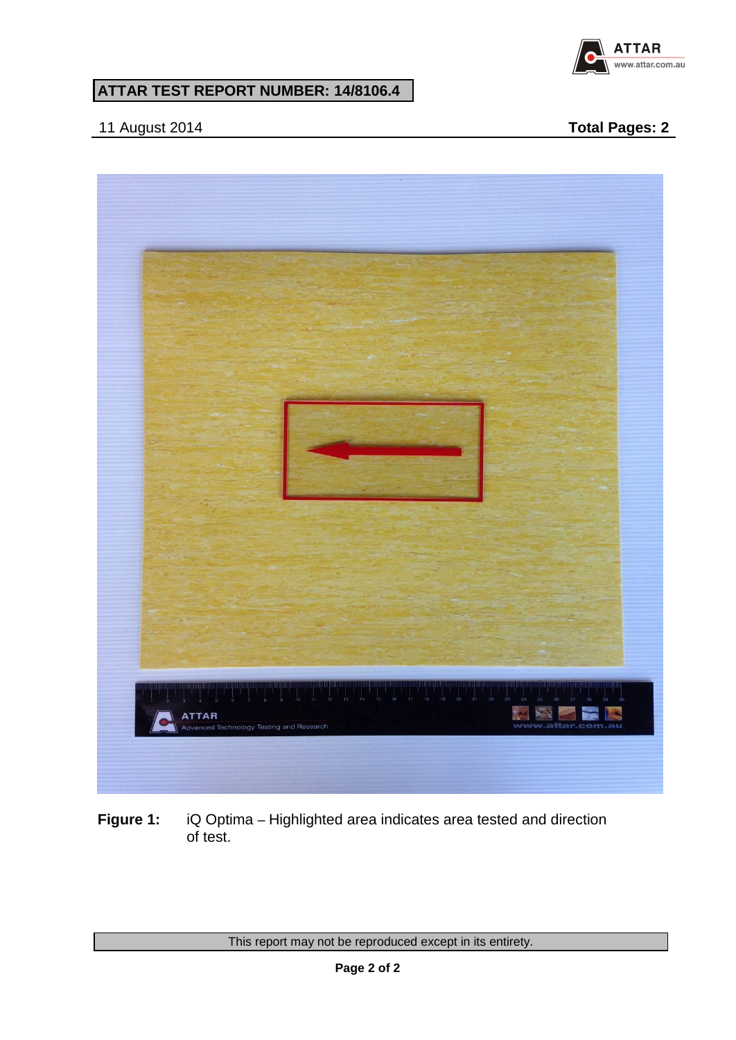**ATTAR TEST REPORT NUMBER: 14/8106.4**

11 August 2014

**Total Pages: 2**

**Figure 1:** iQ Optima – Highlighted area indicates area tested and direction of test.

This report may not be reproduced except in its entirety.